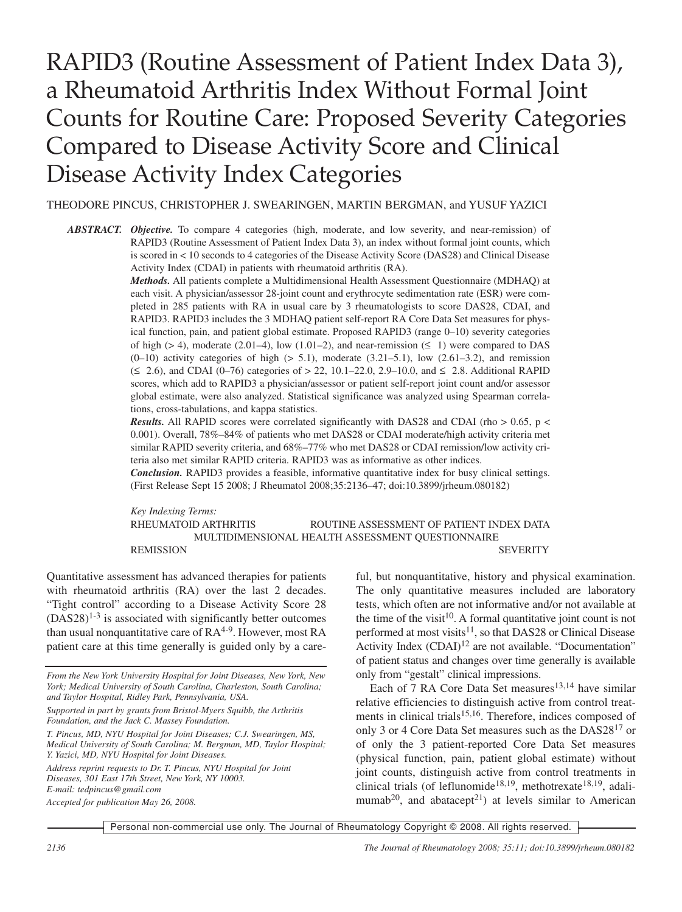# RAPID3 (Routine Assessment of Patient Index Data 3), a Rheumatoid Arthritis Index Without Formal Joint Counts for Routine Care: Proposed Severity Categories Compared to Disease Activity Score and Clinical Disease Activity Index Categories

THEODORE PINCUS, CHRISTOPHER J. SWEARINGEN, MARTIN BERGMAN, and YUSUF YAZICI

***ABSTRACT.*** ***Objective.*** To compare 4 categories (high, moderate, and low severity, and near-remission) of RAPID3 (Routine Assessment of Patient Index Data 3), an index without formal joint counts, which is scored in < 10 seconds to 4 categories of the Disease Activity Score (DAS28) and Clinical Disease Activity Index (CDAI) in patients with rheumatoid arthritis (RA).

***Methods.*** All patients complete a Multidimensional Health Assessment Questionnaire (MDHAQ) at each visit. A physician/assessor 28-joint count and erythrocyte sedimentation rate (ESR) were completed in 285 patients with RA in usual care by 3 rheumatologists to score DAS28, CDAI, and RAPID3. RAPID3 includes the 3 MDHAQ patient self-report RA Core Data Set measures for physical function, pain, and patient global estimate. Proposed RAPID3 (range 0–10) severity categories of high (> 4), moderate (2.01–4), low (1.01–2), and near-remission (≤ 1) were compared to DAS (0–10) activity categories of high (> 5.1), moderate (3.21–5.1), low (2.61–3.2), and remission (≤ 2.6), and CDAI (0–76) categories of > 22, 10.1–22.0, 2.9–10.0, and ≤ 2.8. Additional RAPID scores, which add to RAPID3 a physician/assessor or patient self-report joint count and/or assessor global estimate, were also analyzed. Statistical significance was analyzed using Spearman correlations, cross-tabulations, and kappa statistics.

***Results.*** All RAPID scores were correlated significantly with DAS28 and CDAI (rho > 0.65, p < 0.001). Overall, 78%–84% of patients who met DAS28 or CDAI moderate/high activity criteria met similar RAPID severity criteria, and 68%–77% who met DAS28 or CDAI remission/low activity criteria also met similar RAPID criteria. RAPID3 was as informative as other indices.

***Conclusion.*** RAPID3 provides a feasible, informative quantitative index for busy clinical settings. (First Release Sept 15 2008; J Rheumatol 2008;35:2136–47; doi:10.3899/jrheum.080182)

*Key Indexing Terms:*
RHEUMATOID ARTHRITIS — ROUTINE ASSESSMENT OF PATIENT INDEX DATA — MULTIDIMENSIONAL HEALTH ASSESSMENT QUESTIONNAIRE — REMISSION — SEVERITY

Quantitative assessment has advanced therapies for patients with rheumatoid arthritis (RA) over the last 2 decades. "Tight control" according to a Disease Activity Score 28 (DAS28)[1-3] is associated with significantly better outcomes than usual nonquantitative care of RA[4-9]. However, most RA patient care at this time generally is guided only by a careful, but nonquantitative, history and physical examination. The only quantitative measures included are laboratory tests, which often are not informative and/or not available at the time of the visit[10]. A formal quantitative joint count is not performed at most visits[11], so that DAS28 or Clinical Disease Activity Index (CDAI)[12] are not available. "Documentation" of patient status and changes over time generally is available only from "gestalt" clinical impressions.

Each of 7 RA Core Data Set measures[13,14] have similar relative efficiencies to distinguish active from control treatments in clinical trials[15,16]. Therefore, indices composed of only 3 or 4 Core Data Set measures such as the DAS28[17] or of only the 3 patient-reported Core Data Set measures (physical function, pain, patient global estimate) without joint counts, distinguish active from control treatments in clinical trials (of leflunomide[18,19], methotrexate[18,19], adalimumab[20], and abatacept[21]) at levels similar to American

*From the New York University Hospital for Joint Diseases, New York, New York; Medical University of South Carolina, Charleston, South Carolina; and Taylor Hospital, Ridley Park, Pennsylvania, USA.*

*Supported in part by grants from Bristol-Myers Squibb, the Arthritis Foundation, and the Jack C. Massey Foundation.*

*T. Pincus, MD, NYU Hospital for Joint Diseases; C.J. Swearingen, MS, Medical University of South Carolina; M. Bergman, MD, Taylor Hospital; Y. Yazici, MD, NYU Hospital for Joint Diseases.*

*Address reprint requests to Dr. T. Pincus, NYU Hospital for Joint Diseases, 301 East 17th Street, New York, NY 10003. E-mail: tedpincus@gmail.com*

*Accepted for publication May 26, 2008.*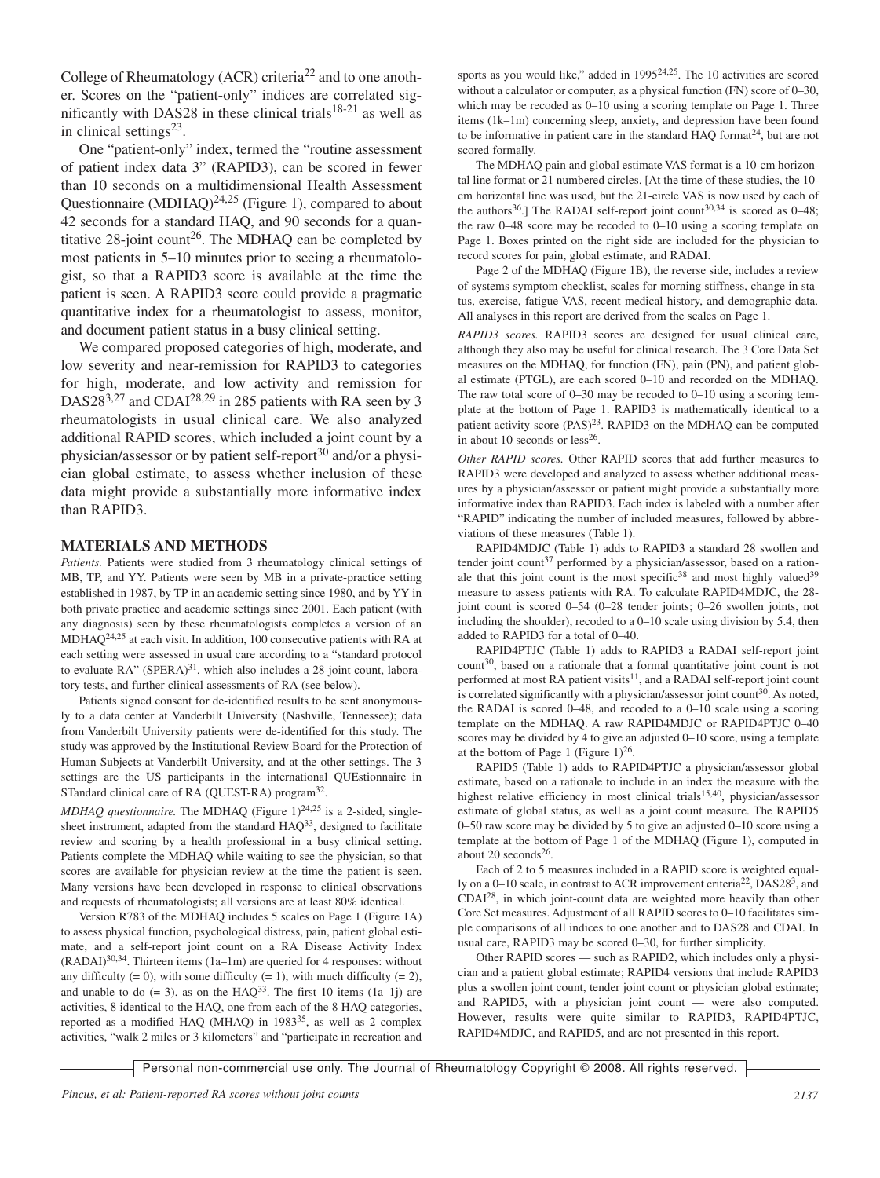College of Rheumatology (ACR) criteria[22] and to one another. Scores on the "patient-only" indices are correlated significantly with DAS28 in these clinical trials[18-21] as well as in clinical settings[23].

One "patient-only" index, termed the "routine assessment of patient index data 3" (RAPID3), can be scored in fewer than 10 seconds on a multidimensional Health Assessment Questionnaire (MDHAQ)[24,25] (Figure 1), compared to about 42 seconds for a standard HAQ, and 90 seconds for a quantitative 28-joint count[26]. The MDHAQ can be completed by most patients in 5–10 minutes prior to seeing a rheumatologist, so that a RAPID3 score is available at the time the patient is seen. A RAPID3 score could provide a pragmatic quantitative index for a rheumatologist to assess, monitor, and document patient status in a busy clinical setting.

We compared proposed categories of high, moderate, and low severity and near-remission for RAPID3 to categories for high, moderate, and low activity and remission for DAS28[3,27] and CDAI[28,29] in 285 patients with RA seen by 3 rheumatologists in usual clinical care. We also analyzed additional RAPID scores, which included a joint count by a physician/assessor or by patient self-report[30] and/or a physician global estimate, to assess whether inclusion of these data might provide a substantially more informative index than RAPID3.

## MATERIALS AND METHODS

*Patients.* Patients were studied from 3 rheumatology clinical settings of MB, TP, and YY. Patients were seen by MB in a private-practice setting established in 1987, by TP in an academic setting since 1980, and by YY in both private practice and academic settings since 2001. Each patient (with any diagnosis) seen by these rheumatologists completes a version of an MDHAQ[24,25] at each visit. In addition, 100 consecutive patients with RA at each setting were assessed in usual care according to a "standard protocol to evaluate RA" (SPERA)[31], which also includes a 28-joint count, laboratory tests, and further clinical assessments of RA (see below).

Patients signed consent for de-identified results to be sent anonymously to a data center at Vanderbilt University (Nashville, Tennessee); data from Vanderbilt University patients were de-identified for this study. The study was approved by the Institutional Review Board for the Protection of Human Subjects at Vanderbilt University, and at the other settings. The 3 settings are the US participants in the international QUEstionnaire in STandard clinical care of RA (QUEST-RA) program[32].

*MDHAQ questionnaire.* The MDHAQ (Figure 1)[24,25] is a 2-sided, single-sheet instrument, adapted from the standard HAQ[33], designed to facilitate review and scoring by a health professional in a busy clinical setting. Patients complete the MDHAQ while waiting to see the physician, so that scores are available for physician review at the time the patient is seen. Many versions have been developed in response to clinical observations and requests of rheumatologists; all versions are at least 80% identical.

Version R783 of the MDHAQ includes 5 scales on Page 1 (Figure 1A) to assess physical function, psychological distress, pain, patient global estimate, and a self-report joint count on a RA Disease Activity Index (RADAI)[30,34]. Thirteen items (1a–1m) are queried for 4 responses: without any difficulty (= 0), with some difficulty (= 1), with much difficulty (= 2), and unable to do (= 3), as on the HAQ[33]. The first 10 items (1a–1j) are activities, 8 identical to the HAQ, one from each of the 8 HAQ categories, reported as a modified HAQ (MHAQ) in 1983[35], as well as 2 complex activities, "walk 2 miles or 3 kilometers" and "participate in recreation and sports as you would like," added in 1995[24,25]. The 10 activities are scored without a calculator or computer, as a physical function (FN) score of 0–30, which may be recoded as 0–10 using a scoring template on Page 1. Three items (1k–1m) concerning sleep, anxiety, and depression have been found to be informative in patient care in the standard HAQ format[24], but are not scored formally.

The MDHAQ pain and global estimate VAS format is a 10-cm horizontal line format or 21 numbered circles. [At the time of these studies, the 10-cm horizontal line was used, but the 21-circle VAS is now used by each of the authors[36].] The RADAI self-report joint count[30,34] is scored as 0–48; the raw 0–48 score may be recoded to 0–10 using a scoring template on Page 1. Boxes printed on the right side are included for the physician to record scores for pain, global estimate, and RADAI.

Page 2 of the MDHAQ (Figure 1B), the reverse side, includes a review of systems symptom checklist, scales for morning stiffness, change in status, exercise, fatigue VAS, recent medical history, and demographic data. All analyses in this report are derived from the scales on Page 1.

*RAPID3 scores.* RAPID3 scores are designed for usual clinical care, although they also may be useful for clinical research. The 3 Core Data Set measures on the MDHAQ, for function (FN), pain (PN), and patient global estimate (PTGL), are each scored 0–10 and recorded on the MDHAQ. The raw total score of 0–30 may be recoded to 0–10 using a scoring template at the bottom of Page 1. RAPID3 is mathematically identical to a patient activity score (PAS)[23]. RAPID3 on the MDHAQ can be computed in about 10 seconds or less[26].

*Other RAPID scores.* Other RAPID scores that add further measures to RAPID3 were developed and analyzed to assess whether additional measures by a physician/assessor or patient might provide a substantially more informative index than RAPID3. Each index is labeled with a number after "RAPID" indicating the number of included measures, followed by abbreviations of these measures (Table 1).

RAPID4MDJC (Table 1) adds to RAPID3 a standard 28 swollen and tender joint count[37] performed by a physician/assessor, based on a rationale that this joint count is the most specific[38] and most highly valued[39] measure to assess patients with RA. To calculate RAPID4MDJC, the 28-joint count is scored 0–54 (0–28 tender joints; 0–26 swollen joints, not including the shoulder), recoded to a 0–10 scale using division by 5.4, then added to RAPID3 for a total of 0–40.

RAPID4PTJC (Table 1) adds to RAPID3 a RADAI self-report joint count[30], based on a rationale that a formal quantitative joint count is not performed at most RA patient visits[11], and a RADAI self-report joint count is correlated significantly with a physician/assessor joint count[30]. As noted, the RADAI is scored 0–48, and recoded to a 0–10 scale using a scoring template on the MDHAQ. A raw RAPID4MDJC or RAPID4PTJC 0–40 scores may be divided by 4 to give an adjusted 0–10 score, using a template at the bottom of Page 1 (Figure 1)[26].

RAPID5 (Table 1) adds to RAPID4PTJC a physician/assessor global estimate, based on a rationale to include in an index the measure with the highest relative efficiency in most clinical trials[15,40], physician/assessor estimate of global status, as well as a joint count measure. The RAPID5 0–50 raw score may be divided by 5 to give an adjusted 0–10 score using a template at the bottom of Page 1 of the MDHAQ (Figure 1), computed in about 20 seconds[26].

Each of 2 to 5 measures included in a RAPID score is weighted equally on a 0–10 scale, in contrast to ACR improvement criteria[22], DAS28[3], and CDAI[28], in which joint-count data are weighted more heavily than other Core Set measures. Adjustment of all RAPID scores to 0–10 facilitates simple comparisons of all indices to one another and to DAS28 and CDAI. In usual care, RAPID3 may be scored 0–30, for further simplicity.

Other RAPID scores — such as RAPID2, which includes only a physician and a patient global estimate; RAPID4 versions that include RAPID3 plus a swollen joint count, tender joint count or physician global estimate; and RAPID5, with a physician joint count — were also computed. However, results were quite similar to RAPID3, RAPID4PTJC, RAPID4MDJC, and RAPID5, and are not presented in this report.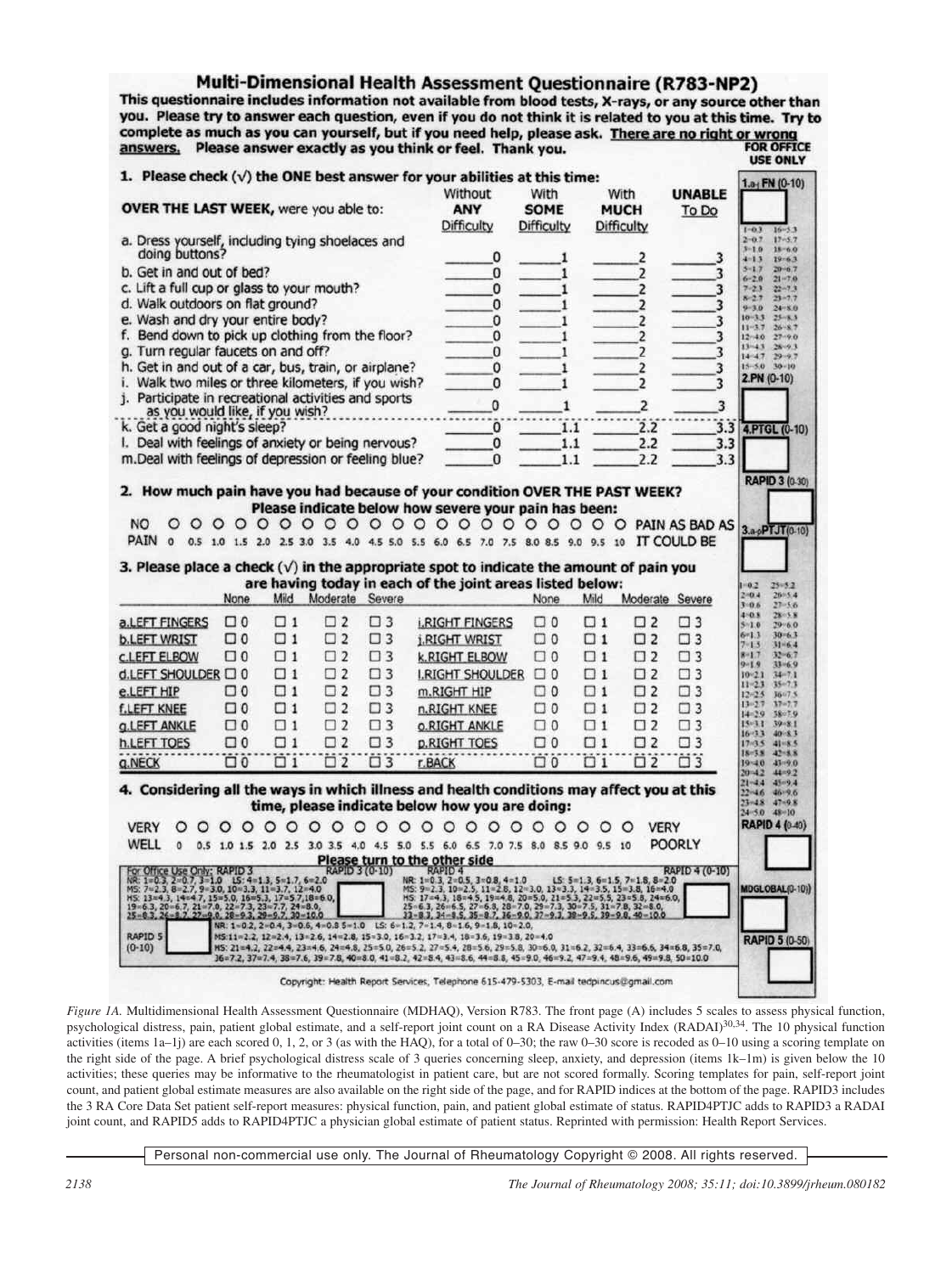# Multi-Dimensional Health Assessment Questionnaire (R783-NP2)

This questionnaire includes information not available from blood tests, X-rays, or any source other than you. Please try to answer each question, even if you do not think it is related to you at this time. Try to complete as much as you can yourself, but if you need help, please ask. **There are no right or wrong answers.** Please answer exactly as you think or feel. Thank you.

**FOR OFFICE USE ONLY**

**1. Please check (√) the ONE best answer for your abilities at this time:**

| OVER THE LAST WEEK, were you able to: | Without ANY Difficulty | With SOME Difficulty | With MUCH Difficulty | UNABLE To Do |
|---|---|---|---|---|
| a. Dress yourself, including tying shoelaces and doing buttons? | 0 | 1 | 2 | 3 |
| b. Get in and out of bed? | 0 | 1 | 2 | 3 |
| c. Lift a full cup or glass to your mouth? | 0 | 1 | 2 | 3 |
| d. Walk outdoors on flat ground? | 0 | 1 | 2 | 3 |
| e. Wash and dry your entire body? | 0 | 1 | 2 | 3 |
| f. Bend down to pick up clothing from the floor? | 0 | 1 | 2 | 3 |
| g. Turn regular faucets on and off? | 0 | 1 | 2 | 3 |
| h. Get in and out of a car, bus, train, or airplane? | 0 | 1 | 2 | 3 |
| i. Walk two miles or three kilometers, if you wish? | 0 | 1 | 2 | 3 |
| j. Participate in recreational activities and sports as you would like, if you wish? | 0 | 1 | 2 | 3 |
| k. Get a good night's sleep? | 0 | 1.1 | 2.2 | 3.3 |
| l. Deal with feelings of anxiety or being nervous? | 0 | 1.1 | 2.2 | 3.3 |
| m. Deal with feelings of depression or feeling blue? | 0 | 1.1 | 2.2 | 3.3 |

1.a-j FN (0-10): 1=0.3, 2=0.7, 3=1.0, 4=1.3, 5=1.7, 6=2.0, 7=2.3, 8=2.7, 9=3.0, 10=3.3, 11=3.7, 12=4.0, 13=4.3, 14=4.7, 15=5.0, 16=5.3, 17=5.7, 18=6.0, 19=6.3, 20=6.7, 21=7.0, 22=7.3, 23=7.7, 24=8.0, 25=8.3, 26=8.7, 27=9.0, 28=9.3, 29=9.7, 30=10

2.PN (0-10)

4.PTGL (0-10)

RAPID 3 (0-30)

**2. How much pain have you had because of your condition OVER THE PAST WEEK?**

**Please indicate below how severe your pain has been:**

NO PAIN 0 0.5 1.0 1.5 2.0 2.5 3.0 3.5 4.0 4.5 5.0 5.5 6.0 6.5 7.0 7.5 8.0 8.5 9.0 9.5 10 PAIN AS BAD AS IT COULD BE

**3. Please place a check (√) in the appropriate spot to indicate the amount of pain you are having today in each of the joint areas listed below:**

| | None | Mild | Moderate | Severe | | None | Mild | Moderate | Severe |
|---|---|---|---|---|---|---|---|---|---|
| a. LEFT FINGERS | □ 0 | □ 1 | □ 2 | □ 3 | i. RIGHT FINGERS | □ 0 | □ 1 | □ 2 | □ 3 |
| b. LEFT WRIST | □ 0 | □ 1 | □ 2 | □ 3 | j. RIGHT WRIST | □ 0 | □ 1 | □ 2 | □ 3 |
| c. LEFT ELBOW | □ 0 | □ 1 | □ 2 | □ 3 | k. RIGHT ELBOW | □ 0 | □ 1 | □ 2 | □ 3 |
| d. LEFT SHOULDER | □ 0 | □ 1 | □ 2 | □ 3 | l. RIGHT SHOULDER | □ 0 | □ 1 | □ 2 | □ 3 |
| e. LEFT HIP | □ 0 | □ 1 | □ 2 | □ 3 | m. RIGHT HIP | □ 0 | □ 1 | □ 2 | □ 3 |
| f. LEFT KNEE | □ 0 | □ 1 | □ 2 | □ 3 | n. RIGHT KNEE | □ 0 | □ 1 | □ 2 | □ 3 |
| g. LEFT ANKLE | □ 0 | □ 1 | □ 2 | □ 3 | o. RIGHT ANKLE | □ 0 | □ 1 | □ 2 | □ 3 |
| h. LEFT TOES | □ 0 | □ 1 | □ 2 | □ 3 | p. RIGHT TOES | □ 0 | □ 1 | □ 2 | □ 3 |
| q. NECK | □ 0 | □ 1 | □ 2 | □ 3 | r. BACK | □ 0 | □ 1 | □ 2 | □ 3 |

3.a-r PTJT (0-10): 1=0.2, 2=0.4, 3=0.6, 4=0.8, 5=1.0, 6=1.3, 7=1.5, 8=1.7, 9=1.9, 10=2.1, 11=2.3, 12=2.5, 13=2.7, 14=2.9, 15=3.1, 16=3.3, 17=3.5, 18=3.8, 19=4.0, 20=4.2, 21=4.4, 22=4.6, 23=4.8, 24=5.0, 25=5.2, 26=5.4, 27=5.6, 28=5.8, 29=6.0, 30=6.3, 31=6.4, 32=6.7, 33=6.9, 34=7.1, 35=7.3, 36=7.5, 37=7.7, 38=7.9, 39=8.1, 40=8.3, 41=8.5, 42=8.8, 43=9.0, 44=9.2, 45=9.4, 46=9.6, 47=9.8, 48=10

RAPID 4 (0-40)

**4. Considering all the ways in which illness and health conditions may affect you at this time, please indicate below how you are doing:**

VERY WELL 0 0.5 1.0 1.5 2.0 2.5 3.0 3.5 4.0 4.5 5.0 5.5 6.0 6.5 7.0 7.5 8.0 8.5 9.0 9.5 10 VERY POORLY

MDGLOBAL (0-10)

RAPID 5 (0-50)

**Please turn to the other side**

For Office Use Only: RAPID 3 — RAPID 3 (0-10): NR: 1=0.3, 2=0.7, 3=1.0 LS: 4=1.3, 5=1.7, 6=2.0 MS: 7=2.3, 8=2.7, 9=3.0, 10=3.3, 11=3.7, 12=4.0 HS: 13=4.3, 14=4.7, 15=5.0, 16=5.3, 17=5.7, 18=6.0, 19=6.3, 20=6.7, 21=7.0, 22=7.3, 23=7.7, 24=8.0, 25=8.3, 26=8.7, 27=9.0, 28=9.3, 29=9.7, 30=10.0

RAPID 4 — RAPID 4 (0-10): NR: 1=0.3, 2=0.5, 3=0.8, 4=1.0 LS: 5=1.3, 6=1.5, 7=1.8, 8=2.0 MS: 9=2.3, 10=2.5, 11=2.8, 12=3.0, 13=3.3, 14=3.5, 15=3.8, 16=4.0 HS: 17=4.3, 18=4.5, 19=4.8, 20=5.0, 21=5.3, 22=5.5, 23=5.8, 24=6.0, 25=6.3, 26=6.5, 27=6.8, 28=7.0, 29=7.3, 30=7.5, 31=7.8, 32=8.0, 33=8.3, 34=8.5, 35=8.7, 36=9.0, 37=9.3, 38=9.5, 39=9.8, 40=10.0

RAPID 5 (0-10): NR: 1=0.2, 2=0.4, 3=0.6, 4=0.8 5=1.0 LS: 6=1.2, 7=1.4, 8=1.6, 9=1.8, 10=2.0, MS: 11=2.2, 12=2.4, 13=2.6, 14=2.8, 15=3.0, 16=3.2, 17=3.4, 18=3.6, 19=3.8, 20=4.0 HS: 21=4.2, 22=4.4, 23=4.6, 24=4.8, 25=5.0, 26=5.2, 27=5.4, 28=5.6, 29=5.8, 30=6.0, 31=6.2, 32=6.4, 33=6.6, 34=6.8, 35=7.0, 36=7.2, 37=7.4, 38=7.6, 39=7.8, 40=8.0, 41=8.2, 42=8.4, 43=8.6, 44=8.8, 45=9.0, 46=9.2, 47=9.4, 48=9.6, 49=9.8, 50=10.0

Copyright: Health Report Services, Telephone 615-479-5303, E-mail tedpincus@gmail.com

*Figure 1A.* Multidimensional Health Assessment Questionnaire (MDHAQ), Version R783. The front page (A) includes 5 scales to assess physical function, psychological distress, pain, patient global estimate, and a self-report joint count on a RA Disease Activity Index (RADAI)[30,34]. The 10 physical function activities (items 1a–1j) are each scored 0, 1, 2, or 3 (as with the HAQ), for a total of 0–30; the raw 0–30 score is recoded as 0–10 using a scoring template on the right side of the page. A brief psychological distress scale of 3 queries concerning sleep, anxiety, and depression (items 1k–1m) is given below the 10 activities; these queries may be informative to the rheumatologist in patient care, but are not scored formally. Scoring templates for pain, self-report joint count, and patient global estimate measures are also available on the right side of the page, and for RAPID indices at the bottom of the page. RAPID3 includes the 3 RA Core Data Set patient self-report measures: physical function, pain, and patient global estimate of status. RAPID4PTJC adds to RAPID3 a RADAI joint count, and RAPID5 adds to RAPID4PTJC a physician global estimate of patient status. Reprinted with permission: Health Report Services.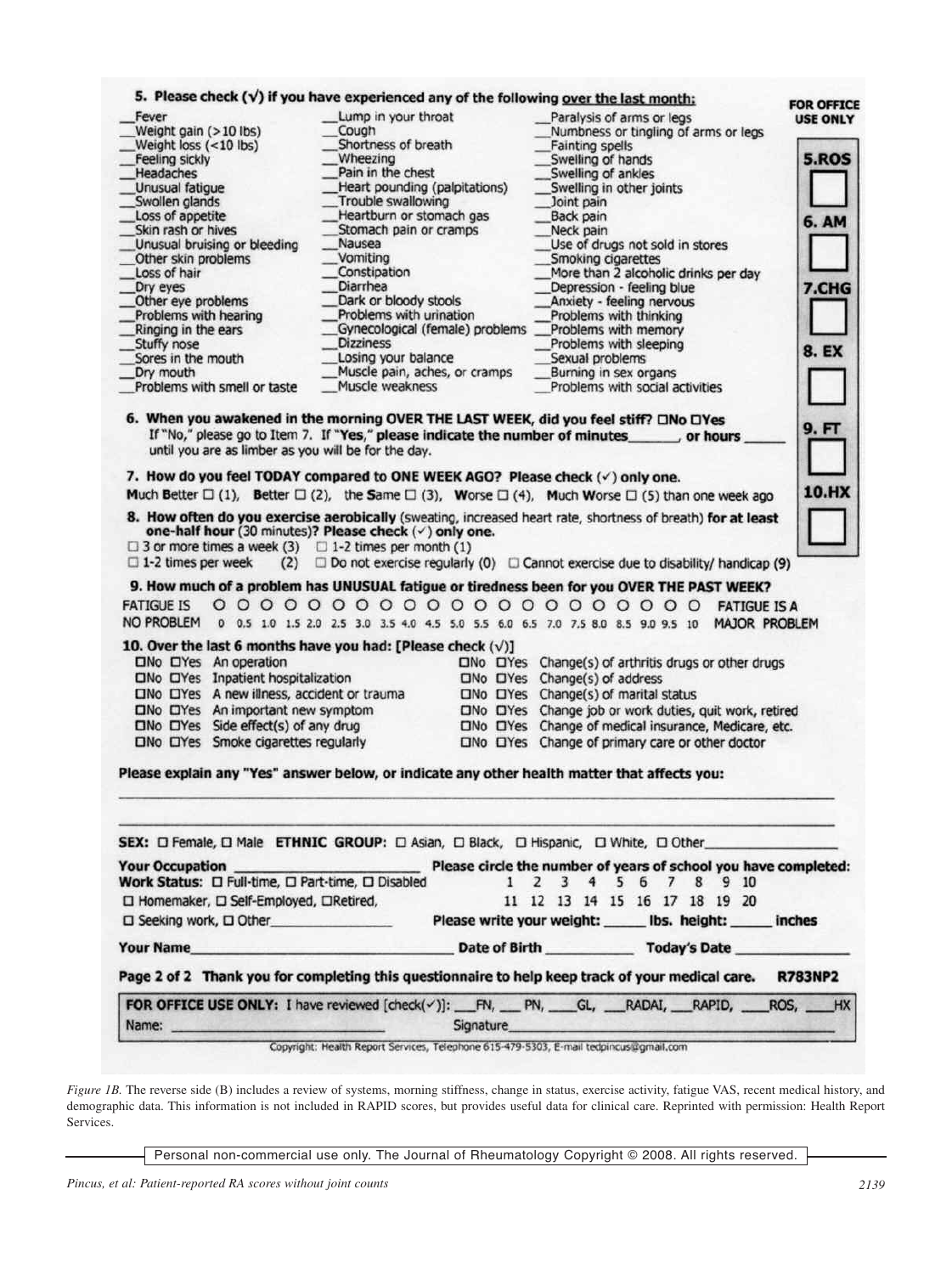**5. Please check (√) if you have experienced any of the following over the last month:**

**FOR OFFICE USE ONLY**

| | | |
|---|---|---|
| __Fever | __Lump in your throat | __Paralysis of arms or legs |
| __Weight gain (>10 lbs) | __Cough | __Numbness or tingling of arms or legs |
| __Weight loss (<10 lbs) | __Shortness of breath | __Fainting spells |
| __Feeling sickly | __Wheezing | __Swelling of hands |
| __Headaches | __Pain in the chest | __Swelling of ankles |
| __Unusual fatigue | __Heart pounding (palpitations) | __Swelling in other joints |
| __Swollen glands | __Trouble swallowing | __Joint pain |
| __Loss of appetite | __Heartburn or stomach gas | __Back pain |
| __Skin rash or hives | __Stomach pain or cramps | __Neck pain |
| __Unusual bruising or bleeding | __Nausea | __Use of drugs not sold in stores |
| __Other skin problems | __Vomiting | __Smoking cigarettes |
| __Loss of hair | __Constipation | __More than 2 alcoholic drinks per day |
| __Dry eyes | __Diarrhea | __Depression - feeling blue |
| __Other eye problems | __Dark or bloody stools | __Anxiety - feeling nervous |
| __Problems with hearing | __Problems with urination | __Problems with thinking |
| __Ringing in the ears | __Gynecological (female) problems | __Problems with memory |
| __Stuffy nose | __Dizziness | __Problems with sleeping |
| __Sores in the mouth | __Losing your balance | __Sexual problems |
| __Dry mouth | __Muscle pain, aches, or cramps | __Burning in sex organs |
| __Problems with smell or taste | __Muscle weakness | __Problems with social activities |

**5.ROS** ☐ **6. AM** ☐ **7.CHG** ☐ **8. EX** ☐ **9. FT** ☐ **10.HX** ☐

**6. When you awakened in the morning OVER THE LAST WEEK, did you feel stiff?** ☐No ☐Yes
If "No," please go to Item 7. If **"Yes," please indicate the number of minutes______, or hours _____** until you are as limber as you will be for the day.

**7. How do you feel TODAY compared to ONE WEEK AGO? Please check (✓) only one.**
**Much Better** ☐ (1), **Better** ☐ (2), **the Same** ☐ (3), **Worse** ☐ (4), **Much Worse** ☐ (5) than one week ago

**8. How often do you exercise aerobically** (sweating, increased heart rate, shortness of breath) **for at least one-half hour** (30 minutes)? **Please check (✓) only one.**
☐ 3 or more times a week (3) ☐ 1-2 times per month (1)
☐ 1-2 times per week (2) ☐ Do not exercise regularly (0) ☐ Cannot exercise due to disability/ handicap (9)

**9. How much of a problem has UNUSUAL fatigue or tiredness been for you OVER THE PAST WEEK?**

FATIGUE IS NO PROBLEM ○ ○ ○ ○ ○ ○ ○ ○ ○ ○ ○ ○ ○ ○ ○ ○ ○ ○ ○ ○ ○ FATIGUE IS A MAJOR PROBLEM
0 0.5 1.0 1.5 2.0 2.5 3.0 3.5 4.0 4.5 5.0 5.5 6.0 6.5 7.0 7.5 8.0 8.5 9.0 9.5 10

**10. Over the last 6 months have you had: [Please check (√)]**

| | |
|---|---|
| ☐No ☐Yes An operation | ☐No ☐Yes Change(s) of arthritis drugs or other drugs |
| ☐No ☐Yes Inpatient hospitalization | ☐No ☐Yes Change(s) of address |
| ☐No ☐Yes A new illness, accident or trauma | ☐No ☐Yes Change(s) of marital status |
| ☐No ☐Yes An important new symptom | ☐No ☐Yes Change job or work duties, quit work, retired |
| ☐No ☐Yes Side effect(s) of any drug | ☐No ☐Yes Change of medical insurance, Medicare, etc. |
| ☐No ☐Yes Smoke cigarettes regularly | ☐No ☐Yes Change of primary care or other doctor |

**Please explain any "Yes" answer below, or indicate any other health matter that affects you:**

______________________________________________________________

______________________________________________________________

**SEX:** ☐ Female, ☐ Male **ETHNIC GROUP:** ☐ Asian, ☐ Black, ☐ Hispanic, ☐ White, ☐ Other________________

**Your Occupation** ______________________ **Please circle the number of years of school you have completed:**
**Work Status:** ☐ Full-time, ☐ Part-time, ☐ Disabled 1 2 3 4 5 6 7 8 9 10
☐ Homemaker, ☐ Self-Employed, ☐Retired, 11 12 13 14 15 16 17 18 19 20
☐ Seeking work, ☐ Other________________ **Please write your weight: _____ lbs. height: _____ inches**

**Your Name**______________________________ **Date of Birth** ___________ **Today's Date** _____________

**Page 2 of 2 Thank you for completing this questionnaire to help keep track of your medical care. R783NP2**

**FOR OFFICE USE ONLY:** I have reviewed [check(✓)]: ___FN, ___ PN, ____GL, ___RADAI, ___RAPID, ____ROS, ____HX
Name: ____________________________ Signature______________________________

Copyright: Health Report Services, Telephone 615-479-5303, E-mail tedpincus@gmail.com

*Figure 1B.* The reverse side (B) includes a review of systems, morning stiffness, change in status, exercise activity, fatigue VAS, recent medical history, and demographic data. This information is not included in RAPID scores, but provides useful data for clinical care. Reprinted with permission: Health Report Services.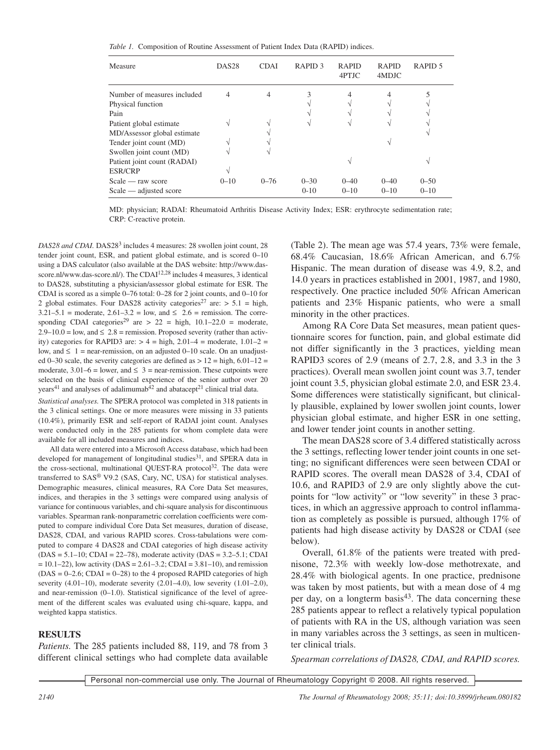*Table 1.* Composition of Routine Assessment of Patient Index Data (RAPID) indices.

| Measure | DAS28 | CDAI | RAPID 3 | RAPID 4PTJC | RAPID 4MDJC | RAPID 5 |
|---|---|---|---|---|---|---|
| Number of measures included | 4 | 4 | 3 | 4 | 4 | 5 |
| Physical function | | | √ | √ | √ | √ |
| Pain | | | √ | √ | √ | √ |
| Patient global estimate | √ | √ | √ | √ | √ | √ |
| MD/Assessor global estimate | | √ | | | | √ |
| Tender joint count (MD) | √ | √ | | | √ | |
| Swollen joint count (MD) | √ | √ | | | | |
| Patient joint count (RADAI) | | | | √ | | √ |
| ESR/CRP | √ | | | | | |
| Scale — raw score | 0–10 | 0–76 | 0–30 | 0–40 | 0–40 | 0–50 |
| Scale — adjusted score | | | 0-10 | 0–10 | 0–10 | 0–10 |

MD: physician; RADAI: Rheumatoid Arthritis Disease Activity Index; ESR: erythrocyte sedimentation rate; CRP: C-reactive protein.

*DAS28 and CDAI.* DAS28[3] includes 4 measures: 28 swollen joint count, 28 tender joint count, ESR, and patient global estimate, and is scored 0–10 using a DAS calculator (also available at the DAS website: http://www.das-score.nl/www.das-score.nl/). The CDAI[12,28] includes 4 measures, 3 identical to DAS28, substituting a physician/assessor global estimate for ESR. The CDAI is scored as a simple 0–76 total: 0–28 for 2 joint counts, and 0–10 for 2 global estimates. Four DAS28 activity categories[27] are: > 5.1 = high, 3.21–5.1 = moderate, 2.61–3.2 = low, and ≤ 2.6 = remission. The corresponding CDAI categories[29] are > 22 = high, 10.1–22.0 = moderate, 2.9–10.0 = low, and ≤ 2.8 = remission. Proposed severity (rather than activity) categories for RAPID3 are: > 4 = high, 2.01–4 = moderate, 1.01–2 = low, and ≤ 1 = near-remission, on an adjusted 0–10 scale. On an unadjusted 0–30 scale, the severity categories are defined as > 12 = high, 6.01–12 = moderate, 3.01–6 = lower, and ≤ 3 = near-remission. These cutpoints were selected on the basis of clinical experience of the senior author over 20 years[41] and analyses of adalimumab[42] and abatacept[21] clinical trial data.

*Statistical analyses.* The SPERA protocol was completed in 318 patients in the 3 clinical settings. One or more measures were missing in 33 patients (10.4%), primarily ESR and self-report of RADAI joint count. Analyses were conducted only in the 285 patients for whom complete data were available for all included measures and indices.

All data were entered into a Microsoft Access database, which had been developed for management of longitudinal studies[31], and SPERA data in the cross-sectional, multinational QUEST-RA protocol[32]. The data were transferred to SAS® V9.2 (SAS, Cary, NC, USA) for statistical analyses. Demographic measures, clinical measures, RA Core Data Set measures, indices, and therapies in the 3 settings were compared using analysis of variance for continuous variables, and chi-square analysis for discontinuous variables. Spearman rank-nonparametric correlation coefficients were computed to compare individual Core Data Set measures, duration of disease, DAS28, CDAI, and various RAPID scores. Cross-tabulations were computed to compare 4 DAS28 and CDAI categories of high disease activity (DAS = 5.1–10; CDAI = 22–78), moderate activity (DAS = 3.2–5.1; CDAI = 10.1–22), low activity (DAS = 2.61–3.2; CDAI = 3.81–10), and remission (DAS = 0–2.6; CDAI = 0–28) to the 4 proposed RAPID categories of high severity (4.01–10), moderate severity (2.01–4.0), low severity (1.01–2.0), and near-remission (0–1.0). Statistical significance of the level of agreement of the different scales was evaluated using chi-square, kappa, and weighted kappa statistics.

## RESULTS

*Patients.* The 285 patients included 88, 119, and 78 from 3 different clinical settings who had complete data available (Table 2). The mean age was 57.4 years, 73% were female, 68.4% Caucasian, 18.6% African American, and 6.7% Hispanic. The mean duration of disease was 4.9, 8.2, and 14.0 years in practices established in 2001, 1987, and 1980, respectively. One practice included 50% African American patients and 23% Hispanic patients, who were a small minority in the other practices.

Among RA Core Data Set measures, mean patient questionnaire scores for function, pain, and global estimate did not differ significantly in the 3 practices, yielding mean RAPID3 scores of 2.9 (means of 2.7, 2.8, and 3.3 in the 3 practices). Overall mean swollen joint count was 3.7, tender joint count 3.5, physician global estimate 2.0, and ESR 23.4. Some differences were statistically significant, but clinically plausible, explained by lower swollen joint counts, lower physician global estimate, and higher ESR in one setting, and lower tender joint counts in another setting.

The mean DAS28 score of 3.4 differed statistically across the 3 settings, reflecting lower tender joint counts in one setting; no significant differences were seen between CDAI or RAPID scores. The overall mean DAS28 of 3.4, CDAI of 10.6, and RAPID3 of 2.9 are only slightly above the cutpoints for "low activity" or "low severity" in these 3 practices, in which an aggressive approach to control inflammation as completely as possible is pursued, although 17% of patients had high disease activity by DAS28 or CDAI (see below).

Overall, 61.8% of the patients were treated with prednisone, 72.3% with weekly low-dose methotrexate, and 28.4% with biological agents. In one practice, prednisone was taken by most patients, but with a mean dose of 4 mg per day, on a longterm basis[43]. The data concerning these 285 patients appear to reflect a relatively typical population of patients with RA in the US, although variation was seen in many variables across the 3 settings, as seen in multicenter clinical trials.

*Spearman correlations of DAS28, CDAI, and RAPID scores.*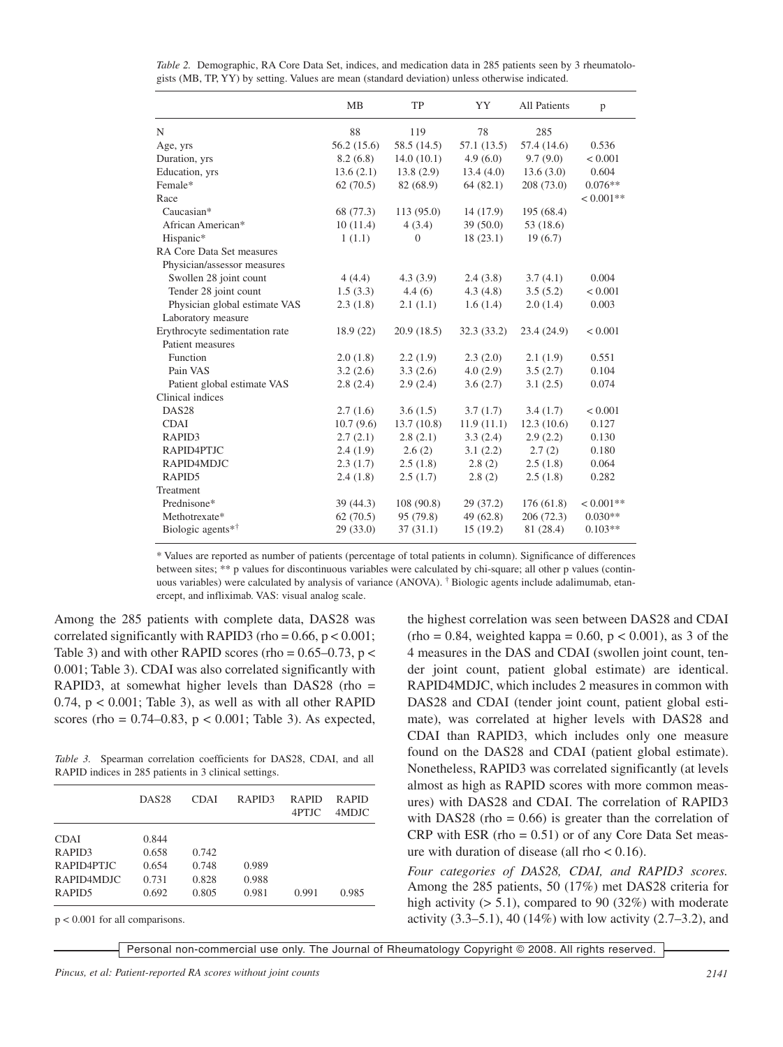*Table 2.* Demographic, RA Core Data Set, indices, and medication data in 285 patients seen by 3 rheumatologists (MB, TP, YY) by setting. Values are mean (standard deviation) unless otherwise indicated.

| | MB | TP | YY | All Patients | p |
|---|---|---|---|---|---|
| N | 88 | 119 | 78 | 285 | |
| Age, yrs | 56.2 (15.6) | 58.5 (14.5) | 57.1 (13.5) | 57.4 (14.6) | 0.536 |
| Duration, yrs | 8.2 (6.8) | 14.0 (10.1) | 4.9 (6.0) | 9.7 (9.0) | < 0.001 |
| Education, yrs | 13.6 (2.1) | 13.8 (2.9) | 13.4 (4.0) | 13.6 (3.0) | 0.604 |
| Female* | 62 (70.5) | 82 (68.9) | 64 (82.1) | 208 (73.0) | 0.076** |
| Race | | | | | < 0.001** |
| Caucasian* | 68 (77.3) | 113 (95.0) | 14 (17.9) | 195 (68.4) | |
| African American* | 10 (11.4) | 4 (3.4) | 39 (50.0) | 53 (18.6) | |
| Hispanic* | 1 (1.1) | 0 | 18 (23.1) | 19 (6.7) | |
| RA Core Data Set measures | | | | | |
| Physician/assessor measures | | | | | |
| Swollen 28 joint count | 4 (4.4) | 4.3 (3.9) | 2.4 (3.8) | 3.7 (4.1) | 0.004 |
| Tender 28 joint count | 1.5 (3.3) | 4.4 (6) | 4.3 (4.8) | 3.5 (5.2) | < 0.001 |
| Physician global estimate VAS | 2.3 (1.8) | 2.1 (1.1) | 1.6 (1.4) | 2.0 (1.4) | 0.003 |
| Laboratory measure | | | | | |
| Erythrocyte sedimentation rate | 18.9 (22) | 20.9 (18.5) | 32.3 (33.2) | 23.4 (24.9) | < 0.001 |
| Patient measures | | | | | |
| Function | 2.0 (1.8) | 2.2 (1.9) | 2.3 (2.0) | 2.1 (1.9) | 0.551 |
| Pain VAS | 3.2 (2.6) | 3.3 (2.6) | 4.0 (2.9) | 3.5 (2.7) | 0.104 |
| Patient global estimate VAS | 2.8 (2.4) | 2.9 (2.4) | 3.6 (2.7) | 3.1 (2.5) | 0.074 |
| Clinical indices | | | | | |
| DAS28 | 2.7 (1.6) | 3.6 (1.5) | 3.7 (1.7) | 3.4 (1.7) | < 0.001 |
| CDAI | 10.7 (9.6) | 13.7 (10.8) | 11.9 (11.1) | 12.3 (10.6) | 0.127 |
| RAPID3 | 2.7 (2.1) | 2.8 (2.1) | 3.3 (2.4) | 2.9 (2.2) | 0.130 |
| RAPID4PTJC | 2.4 (1.9) | 2.6 (2) | 3.1 (2.2) | 2.7 (2) | 0.180 |
| RAPID4MDJC | 2.3 (1.7) | 2.5 (1.8) | 2.8 (2) | 2.5 (1.8) | 0.064 |
| RAPID5 | 2.4 (1.8) | 2.5 (1.7) | 2.8 (2) | 2.5 (1.8) | 0.282 |
| Treatment | | | | | |
| Prednisone* | 39 (44.3) | 108 (90.8) | 29 (37.2) | 176 (61.8) | < 0.001** |
| Methotrexate* | 62 (70.5) | 95 (79.8) | 49 (62.8) | 206 (72.3) | 0.030** |
| Biologic agents*† | 29 (33.0) | 37 (31.1) | 15 (19.2) | 81 (28.4) | 0.103** |

\* Values are reported as number of patients (percentage of total patients in column). Significance of differences between sites; ** p values for discontinuous variables were calculated by chi-square; all other p values (continuous variables) were calculated by analysis of variance (ANOVA). † Biologic agents include adalimumab, etanercept, and infliximab. VAS: visual analog scale.

Among the 285 patients with complete data, DAS28 was correlated significantly with RAPID3 (rho = 0.66, $p < 0.001$; Table 3) and with other RAPID scores (rho = 0.65–0.73, $p < 0.001$; Table 3). CDAI was also correlated significantly with RAPID3, at somewhat higher levels than DAS28 (rho = 0.74, $p < 0.001$; Table 3), as well as with all other RAPID scores (rho = 0.74–0.83, $p < 0.001$; Table 3). As expected, the highest correlation was seen between DAS28 and CDAI (rho = 0.84, weighted kappa = 0.60, $p < 0.001$), as 3 of the 4 measures in the DAS and CDAI (swollen joint count, tender joint count, patient global estimate) are identical. RAPID4MDJC, which includes 2 measures in common with DAS28 and CDAI (tender joint count, patient global estimate), was correlated at higher levels with DAS28 and CDAI than RAPID3, which includes only one measure found on the DAS28 and CDAI (patient global estimate). Nonetheless, RAPID3 was correlated significantly (at levels almost as high as RAPID scores with more common measures) with DAS28 and CDAI. The correlation of RAPID3 with DAS28 (rho = 0.66) is greater than the correlation of CRP with ESR (rho = 0.51) or of any Core Data Set measure with duration of disease (all rho < 0.16).

*Table 3.* Spearman correlation coefficients for DAS28, CDAI, and all RAPID indices in 285 patients in 3 clinical settings.

| | DAS28 | CDAI | RAPID3 | RAPID 4PTJC | RAPID 4MDJC |
|---|---|---|---|---|---|
| CDAI | 0.844 | | | | |
| RAPID3 | 0.658 | 0.742 | | | |
| RAPID4PTJC | 0.654 | 0.748 | 0.989 | | |
| RAPID4MDJC | 0.731 | 0.828 | 0.988 | | |
| RAPID5 | 0.692 | 0.805 | 0.981 | 0.991 | 0.985 |

$p < 0.001$ for all comparisons.

*Four categories of DAS28, CDAI, and RAPID3 scores.* Among the 285 patients, 50 (17%) met DAS28 criteria for high activity (> 5.1), compared to 90 (32%) with moderate activity (3.3–5.1), 40 (14%) with low activity (2.7–3.2), and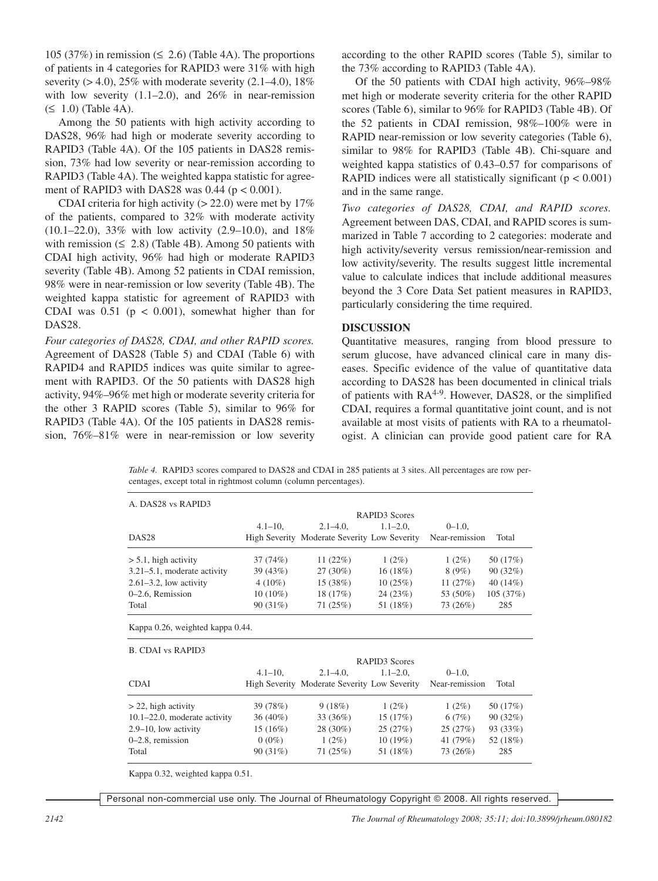105 (37%) in remission (≤ 2.6) (Table 4A). The proportions of patients in 4 categories for RAPID3 were 31% with high severity (> 4.0), 25% with moderate severity (2.1–4.0), 18% with low severity (1.1–2.0), and 26% in near-remission (≤ 1.0) (Table 4A).

Among the 50 patients with high activity according to DAS28, 96% had high or moderate severity according to RAPID3 (Table 4A). Of the 105 patients in DAS28 remission, 73% had low severity or near-remission according to RAPID3 (Table 4A). The weighted kappa statistic for agreement of RAPID3 with DAS28 was 0.44 ($p < 0.001$).

CDAI criteria for high activity (> 22.0) were met by 17% of the patients, compared to 32% with moderate activity (10.1–22.0), 33% with low activity (2.9–10.0), and 18% with remission (≤ 2.8) (Table 4B). Among 50 patients with CDAI high activity, 96% had high or moderate RAPID3 severity (Table 4B). Among 52 patients in CDAI remission, 98% were in near-remission or low severity (Table 4B). The weighted kappa statistic for agreement of RAPID3 with CDAI was 0.51 ($p < 0.001$), somewhat higher than for DAS28.

*Four categories of DAS28, CDAI, and other RAPID scores.* Agreement of DAS28 (Table 5) and CDAI (Table 6) with RAPID4 and RAPID5 indices was quite similar to agreement with RAPID3. Of the 50 patients with DAS28 high activity, 94%–96% met high or moderate severity criteria for the other 3 RAPID scores (Table 5), similar to 96% for RAPID3 (Table 4A). Of the 105 patients in DAS28 remission, 76%–81% were in near-remission or low severity according to the other RAPID scores (Table 5), similar to the 73% according to RAPID3 (Table 4A).

Of the 50 patients with CDAI high activity, 96%–98% met high or moderate severity criteria for the other RAPID scores (Table 6), similar to 96% for RAPID3 (Table 4B). Of the 52 patients in CDAI remission, 98%–100% were in RAPID near-remission or low severity categories (Table 6), similar to 98% for RAPID3 (Table 4B). Chi-square and weighted kappa statistics of 0.43–0.57 for comparisons of RAPID indices were all statistically significant ($p < 0.001$) and in the same range.

*Two categories of DAS28, CDAI, and RAPID scores.* Agreement between DAS, CDAI, and RAPID scores is summarized in Table 7 according to 2 categories: moderate and high activity/severity versus remission/near-remission and low activity/severity. The results suggest little incremental value to calculate indices that include additional measures beyond the 3 Core Data Set patient measures in RAPID3, particularly considering the time required.

## DISCUSSION

Quantitative measures, ranging from blood pressure to serum glucose, have advanced clinical care in many diseases. Specific evidence of the value of quantitative data according to DAS28 has been documented in clinical trials of patients with RA[4-9]. However, DAS28, or the simplified CDAI, requires a formal quantitative joint count, and is not available at most visits of patients with RA to a rheumatologist. A clinician can provide good patient care for RA

*Table 4.* RAPID3 scores compared to DAS28 and CDAI in 285 patients at 3 sites. All percentages are row percentages, except total in rightmost column (column percentages).

A. DAS28 vs RAPID3

| DAS28 | RAPID3 Scores 4.1–10, High Severity | 2.1–4.0, Moderate Severity | 1.1–2.0, Low Severity | 0–1.0, Near-remission | Total |
|---|---|---|---|---|---|
| > 5.1, high activity | 37 (74%) | 11 (22%) | 1 (2%) | 1 (2%) | 50 (17%) |
| 3.21–5.1, moderate activity | 39 (43%) | 27 (30%) | 16 (18%) | 8 (9%) | 90 (32%) |
| 2.61–3.2, low activity | 4 (10%) | 15 (38%) | 10 (25%) | 11 (27%) | 40 (14%) |
| 0–2.6, Remission | 10 (10%) | 18 (17%) | 24 (23%) | 53 (50%) | 105 (37%) |
| Total | 90 (31%) | 71 (25%) | 51 (18%) | 73 (26%) | 285 |

Kappa 0.26, weighted kappa 0.44.

B. CDAI vs RAPID3

| CDAI | RAPID3 Scores 4.1–10, High Severity | 2.1–4.0, Moderate Severity | 1.1–2.0, Low Severity | 0–1.0, Near-remission | Total |
|---|---|---|---|---|---|
| > 22, high activity | 39 (78%) | 9 (18%) | 1 (2%) | 1 (2%) | 50 (17%) |
| 10.1–22.0, moderate activity | 36 (40%) | 33 (36%) | 15 (17%) | 6 (7%) | 90 (32%) |
| 2.9–10, low activity | 15 (16%) | 28 (30%) | 25 (27%) | 25 (27%) | 93 (33%) |
| 0–2.8, remission | 0 (0%) | 1 (2%) | 10 (19%) | 41 (79%) | 52 (18%) |
| Total | 90 (31%) | 71 (25%) | 51 (18%) | 73 (26%) | 285 |

Kappa 0.32, weighted kappa 0.51.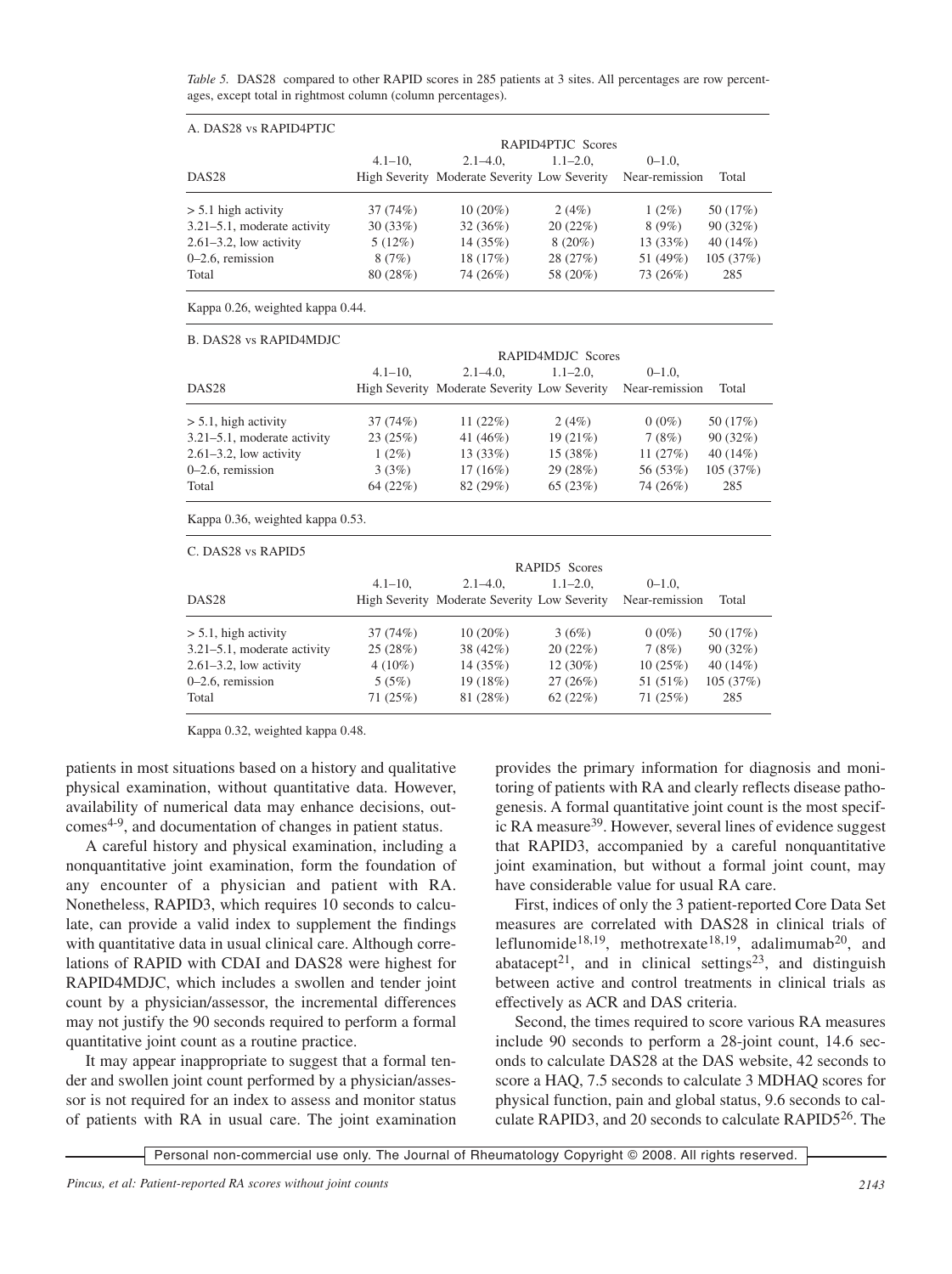*Table 5.* DAS28 compared to other RAPID scores in 285 patients at 3 sites. All percentages are row percentages, except total in rightmost column (column percentages).

A. DAS28 vs RAPID4PTJC

| DAS28 | RAPID4PTJC Scores | | | | |
|---|---|---|---|---|---|
| | 4.1–10, High Severity | 2.1–4.0, Moderate Severity | 1.1–2.0, Low Severity | 0–1.0, Near-remission | Total |
| > 5.1 high activity | 37 (74%) | 10 (20%) | 2 (4%) | 1 (2%) | 50 (17%) |
| 3.21–5.1, moderate activity | 30 (33%) | 32 (36%) | 20 (22%) | 8 (9%) | 90 (32%) |
| 2.61–3.2, low activity | 5 (12%) | 14 (35%) | 8 (20%) | 13 (33%) | 40 (14%) |
| 0–2.6, remission | 8 (7%) | 18 (17%) | 28 (27%) | 51 (49%) | 105 (37%) |
| Total | 80 (28%) | 74 (26%) | 58 (20%) | 73 (26%) | 285 |

Kappa 0.26, weighted kappa 0.44.

B. DAS28 vs RAPID4MDJC

| DAS28 | RAPID4MDJC Scores | | | | |
|---|---|---|---|---|---|
| | 4.1–10, High Severity | 2.1–4.0, Moderate Severity | 1.1–2.0, Low Severity | 0–1.0, Near-remission | Total |
| > 5.1, high activity | 37 (74%) | 11 (22%) | 2 (4%) | 0 (0%) | 50 (17%) |
| 3.21–5.1, moderate activity | 23 (25%) | 41 (46%) | 19 (21%) | 7 (8%) | 90 (32%) |
| 2.61–3.2, low activity | 1 (2%) | 13 (33%) | 15 (38%) | 11 (27%) | 40 (14%) |
| 0–2.6, remission | 3 (3%) | 17 (16%) | 29 (28%) | 56 (53%) | 105 (37%) |
| Total | 64 (22%) | 82 (29%) | 65 (23%) | 74 (26%) | 285 |

Kappa 0.36, weighted kappa 0.53.

C. DAS28 vs RAPID5

| DAS28 | RAPID5 Scores | | | | |
|---|---|---|---|---|---|
| | 4.1–10, High Severity | 2.1–4.0, Moderate Severity | 1.1–2.0, Low Severity | 0–1.0, Near-remission | Total |
| > 5.1, high activity | 37 (74%) | 10 (20%) | 3 (6%) | 0 (0%) | 50 (17%) |
| 3.21–5.1, moderate activity | 25 (28%) | 38 (42%) | 20 (22%) | 7 (8%) | 90 (32%) |
| 2.61–3.2, low activity | 4 (10%) | 14 (35%) | 12 (30%) | 10 (25%) | 40 (14%) |
| 0–2.6, remission | 5 (5%) | 19 (18%) | 27 (26%) | 51 (51%) | 105 (37%) |
| Total | 71 (25%) | 81 (28%) | 62 (22%) | 71 (25%) | 285 |

Kappa 0.32, weighted kappa 0.48.

patients in most situations based on a history and qualitative physical examination, without quantitative data. However, availability of numerical data may enhance decisions, outcomes[4-9], and documentation of changes in patient status.

A careful history and physical examination, including a nonquantitative joint examination, form the foundation of any encounter of a physician and patient with RA. Nonetheless, RAPID3, which requires 10 seconds to calculate, can provide a valid index to supplement the findings with quantitative data in usual clinical care. Although correlations of RAPID with CDAI and DAS28 were highest for RAPID4MDJC, which includes a swollen and tender joint count by a physician/assessor, the incremental differences may not justify the 90 seconds required to perform a formal quantitative joint count as a routine practice.

It may appear inappropriate to suggest that a formal tender and swollen joint count performed by a physician/assessor is not required for an index to assess and monitor status of patients with RA in usual care. The joint examination provides the primary information for diagnosis and monitoring of patients with RA and clearly reflects disease pathogenesis. A formal quantitative joint count is the most specific RA measure[39]. However, several lines of evidence suggest that RAPID3, accompanied by a careful nonquantitative joint examination, but without a formal joint count, may have considerable value for usual RA care.

First, indices of only the 3 patient-reported Core Data Set measures are correlated with DAS28 in clinical trials of leflunomide[18,19], methotrexate[18,19], adalimumab[20], and abatacept[21], and in clinical settings[23], and distinguish between active and control treatments in clinical trials as effectively as ACR and DAS criteria.

Second, the times required to score various RA measures include 90 seconds to perform a 28-joint count, 14.6 seconds to calculate DAS28 at the DAS website, 42 seconds to score a HAQ, 7.5 seconds to calculate 3 MDHAQ scores for physical function, pain and global status, 9.6 seconds to calculate RAPID3, and 20 seconds to calculate RAPID5[26]. The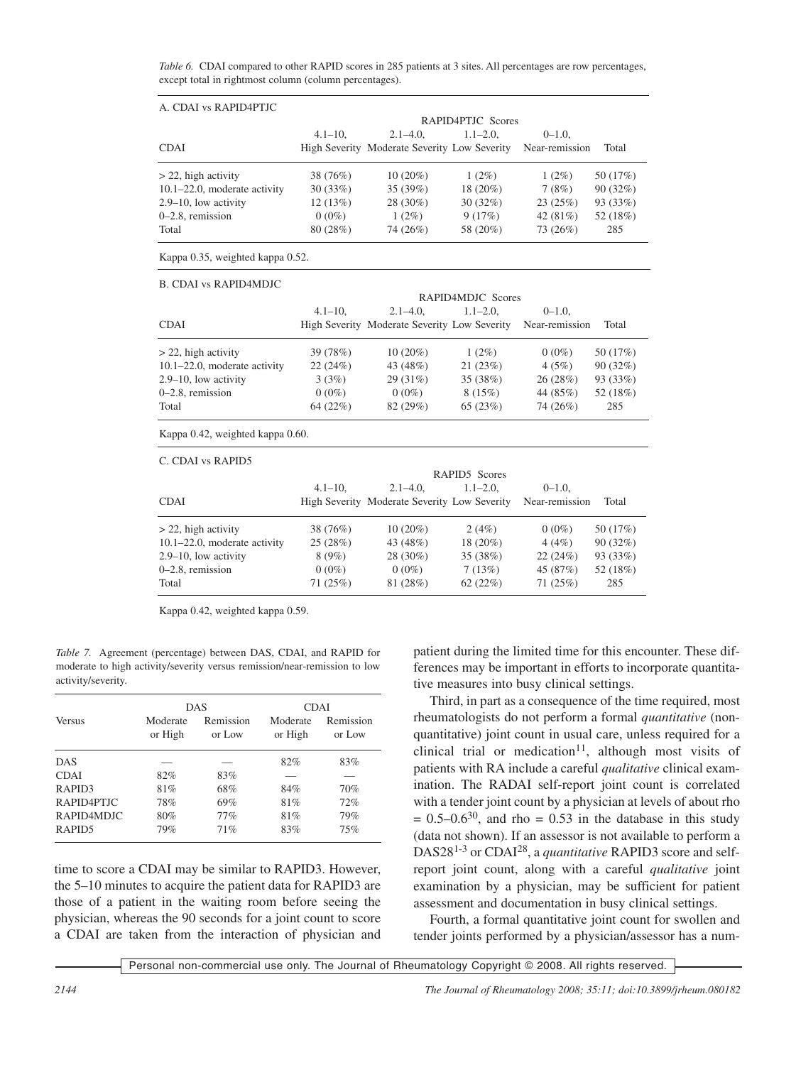*Table 6.* CDAI compared to other RAPID scores in 285 patients at 3 sites. All percentages are row percentages, except total in rightmost column (column percentages).

A. CDAI vs RAPID4PTJC

| CDAI | RAPID4PTJC Scores | | | | |
|---|---|---|---|---|---|
| | 4.1–10, High Severity | 2.1–4.0, Moderate Severity | 1.1–2.0, Low Severity | 0–1.0, Near-remission | Total |
| > 22, high activity | 38 (76%) | 10 (20%) | 1 (2%) | 1 (2%) | 50 (17%) |
| 10.1–22.0, moderate activity | 30 (33%) | 35 (39%) | 18 (20%) | 7 (8%) | 90 (32%) |
| 2.9–10, low activity | 12 (13%) | 28 (30%) | 30 (32%) | 23 (25%) | 93 (33%) |
| 0–2.8, remission | 0 (0%) | 1 (2%) | 9 (17%) | 42 (81%) | 52 (18%) |
| Total | 80 (28%) | 74 (26%) | 58 (20%) | 73 (26%) | 285 |

Kappa 0.35, weighted kappa 0.52.

B. CDAI vs RAPID4MDJC

| CDAI | RAPID4MDJC Scores | | | | |
|---|---|---|---|---|---|
| | 4.1–10, High Severity | 2.1–4.0, Moderate Severity | 1.1–2.0, Low Severity | 0–1.0, Near-remission | Total |
| > 22, high activity | 39 (78%) | 10 (20%) | 1 (2%) | 0 (0%) | 50 (17%) |
| 10.1–22.0, moderate activity | 22 (24%) | 43 (48%) | 21 (23%) | 4 (5%) | 90 (32%) |
| 2.9–10, low activity | 3 (3%) | 29 (31%) | 35 (38%) | 26 (28%) | 93 (33%) |
| 0–2.8, remission | 0 (0%) | 0 (0%) | 8 (15%) | 44 (85%) | 52 (18%) |
| Total | 64 (22%) | 82 (29%) | 65 (23%) | 74 (26%) | 285 |

Kappa 0.42, weighted kappa 0.60.

C. CDAI vs RAPID5

| CDAI | RAPID5 Scores | | | | |
|---|---|---|---|---|---|
| | 4.1–10, High Severity | 2.1–4.0, Moderate Severity | 1.1–2.0, Low Severity | 0–1.0, Near-remission | Total |
| > 22, high activity | 38 (76%) | 10 (20%) | 2 (4%) | 0 (0%) | 50 (17%) |
| 10.1–22.0, moderate activity | 25 (28%) | 43 (48%) | 18 (20%) | 4 (4%) | 90 (32%) |
| 2.9–10, low activity | 8 (9%) | 28 (30%) | 35 (38%) | 22 (24%) | 93 (33%) |
| 0–2.8, remission | 0 (0%) | 0 (0%) | 7 (13%) | 45 (87%) | 52 (18%) |
| Total | 71 (25%) | 81 (28%) | 62 (22%) | 71 (25%) | 285 |

Kappa 0.42, weighted kappa 0.59.

*Table 7.* Agreement (percentage) between DAS, CDAI, and RAPID for moderate to high activity/severity versus remission/near-remission to low activity/severity.

| Versus | DAS | | CDAI | |
|---|---|---|---|---|
| | Moderate or High | Remission or Low | Moderate or High | Remission or Low |
| DAS | — | — | 82% | 83% |
| CDAI | 82% | 83% | — | — |
| RAPID3 | 81% | 68% | 84% | 70% |
| RAPID4PTJC | 78% | 69% | 81% | 72% |
| RAPID4MDJC | 80% | 77% | 81% | 79% |
| RAPID5 | 79% | 71% | 83% | 75% |

time to score a CDAI may be similar to RAPID3. However, the 5–10 minutes to acquire the patient data for RAPID3 are those of a patient in the waiting room before seeing the physician, whereas the 90 seconds for a joint count to score a CDAI are taken from the interaction of physician and patient during the limited time for this encounter. These differences may be important in efforts to incorporate quantitative measures into busy clinical settings.

Third, in part as a consequence of the time required, most rheumatologists do not perform a formal *quantitative* (nonquantitative) joint count in usual care, unless required for a clinical trial or medication[11], although most visits of patients with RA include a careful *qualitative* clinical examination. The RADAI self-report joint count is correlated with a tender joint count by a physician at levels of about rho = 0.5–0.6[30], and rho = 0.53 in the database in this study (data not shown). If an assessor is not available to perform a DAS28[1-3] or CDAI[28], a *quantitative* RAPID3 score and self-report joint count, along with a careful *qualitative* joint examination by a physician, may be sufficient for patient assessment and documentation in busy clinical settings.

Fourth, a formal quantitative joint count for swollen and tender joints performed by a physician/assessor has a num-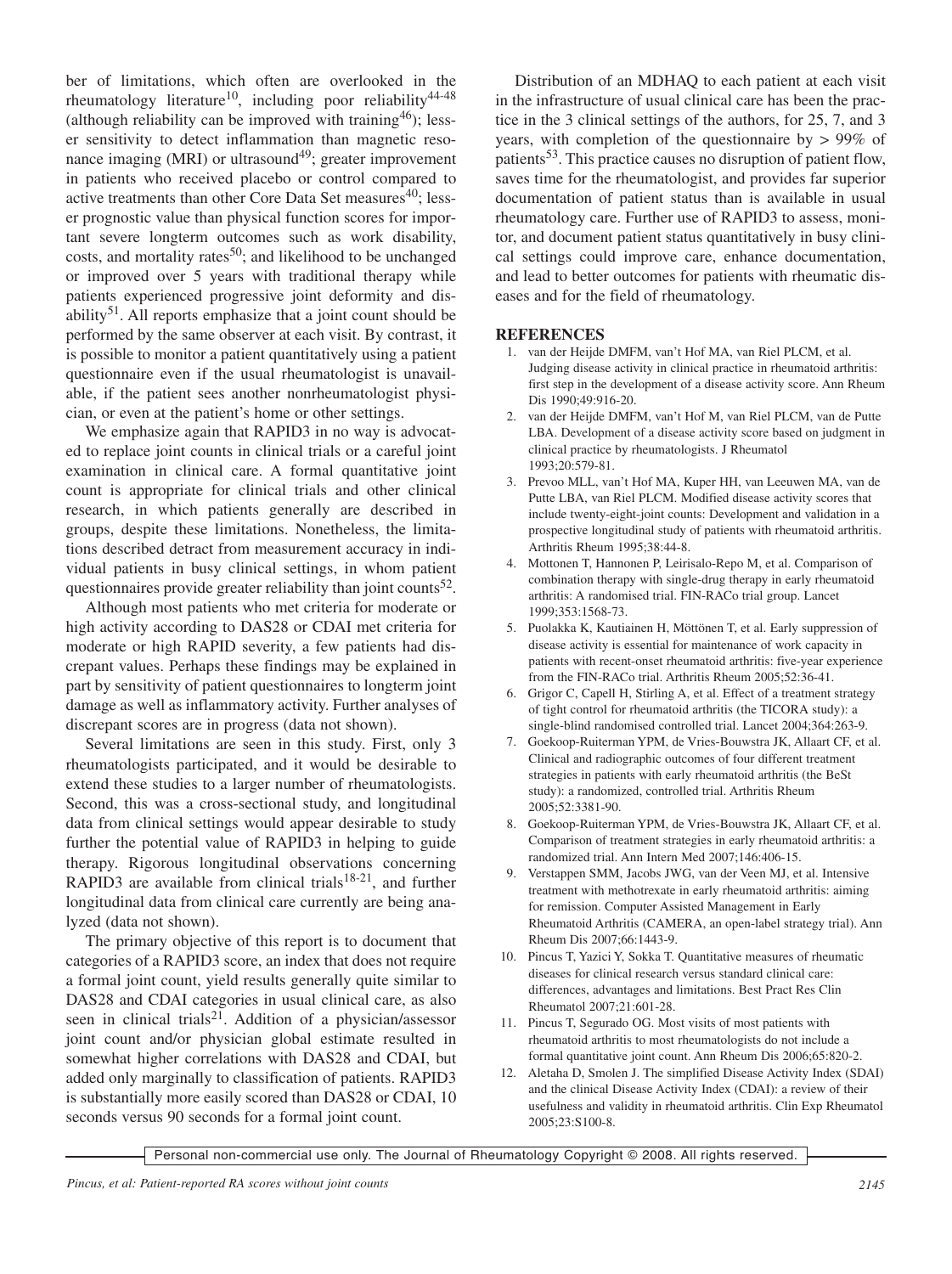ber of limitations, which often are overlooked in the rheumatology literature[10], including poor reliability[44-48] (although reliability can be improved with training[46]); lesser sensitivity to detect inflammation than magnetic resonance imaging (MRI) or ultrasound[49]; greater improvement in patients who received placebo or control compared to active treatments than other Core Data Set measures[40]; lesser prognostic value than physical function scores for important severe longterm outcomes such as work disability, costs, and mortality rates[50]; and likelihood to be unchanged or improved over 5 years with traditional therapy while patients experienced progressive joint deformity and disability[51]. All reports emphasize that a joint count should be performed by the same observer at each visit. By contrast, it is possible to monitor a patient quantitatively using a patient questionnaire even if the usual rheumatologist is unavailable, if the patient sees another nonrheumatologist physician, or even at the patient's home or other settings.

We emphasize again that RAPID3 in no way is advocated to replace joint counts in clinical trials or a careful joint examination in clinical care. A formal quantitative joint count is appropriate for clinical trials and other clinical research, in which patients generally are described in groups, despite these limitations. Nonetheless, the limitations described detract from measurement accuracy in individual patients in busy clinical settings, in whom patient questionnaires provide greater reliability than joint counts[52].

Although most patients who met criteria for moderate or high activity according to DAS28 or CDAI met criteria for moderate or high RAPID severity, a few patients had discrepant values. Perhaps these findings may be explained in part by sensitivity of patient questionnaires to longterm joint damage as well as inflammatory activity. Further analyses of discrepant scores are in progress (data not shown).

Several limitations are seen in this study. First, only 3 rheumatologists participated, and it would be desirable to extend these studies to a larger number of rheumatologists. Second, this was a cross-sectional study, and longitudinal data from clinical settings would appear desirable to study further the potential value of RAPID3 in helping to guide therapy. Rigorous longitudinal observations concerning RAPID3 are available from clinical trials[18-21], and further longitudinal data from clinical care currently are being analyzed (data not shown).

The primary objective of this report is to document that categories of a RAPID3 score, an index that does not require a formal joint count, yield results generally quite similar to DAS28 and CDAI categories in usual clinical care, as also seen in clinical trials[21]. Addition of a physician/assessor joint count and/or physician global estimate resulted in somewhat higher correlations with DAS28 and CDAI, but added only marginally to classification of patients. RAPID3 is substantially more easily scored than DAS28 or CDAI, 10 seconds versus 90 seconds for a formal joint count.

Distribution of an MDHAQ to each patient at each visit in the infrastructure of usual clinical care has been the practice in the 3 clinical settings of the authors, for 25, 7, and 3 years, with completion of the questionnaire by > 99% of patients[53]. This practice causes no disruption of patient flow, saves time for the rheumatologist, and provides far superior documentation of patient status than is available in usual rheumatology care. Further use of RAPID3 to assess, monitor, and document patient status quantitatively in busy clinical settings could improve care, enhance documentation, and lead to better outcomes for patients with rheumatic diseases and for the field of rheumatology.

## REFERENCES

1. van der Heijde DMFM, van't Hof MA, van Riel PLCM, et al. Judging disease activity in clinical practice in rheumatoid arthritis: first step in the development of a disease activity score. Ann Rheum Dis 1990;49:916-20.
2. van der Heijde DMFM, van't Hof M, van Riel PLCM, van de Putte LBA. Development of a disease activity score based on judgment in clinical practice by rheumatologists. J Rheumatol 1993;20:579-81.
3. Prevoo MLL, van't Hof MA, Kuper HH, van Leeuwen MA, van de Putte LBA, van Riel PLCM. Modified disease activity scores that include twenty-eight-joint counts: Development and validation in a prospective longitudinal study of patients with rheumatoid arthritis. Arthritis Rheum 1995;38:44-8.
4. Mottonen T, Hannonen P, Leirisalo-Repo M, et al. Comparison of combination therapy with single-drug therapy in early rheumatoid arthritis: A randomised trial. FIN-RACo trial group. Lancet 1999;353:1568-73.
5. Puolakka K, Kautiainen H, Möttönen T, et al. Early suppression of disease activity is essential for maintenance of work capacity in patients with recent-onset rheumatoid arthritis: five-year experience from the FIN-RACo trial. Arthritis Rheum 2005;52:36-41.
6. Grigor C, Capell H, Stirling A, et al. Effect of a treatment strategy of tight control for rheumatoid arthritis (the TICORA study): a single-blind randomised controlled trial. Lancet 2004;364:263-9.
7. Goekoop-Ruiterman YPM, de Vries-Bouwstra JK, Allaart CF, et al. Clinical and radiographic outcomes of four different treatment strategies in patients with early rheumatoid arthritis (the BeSt study): a randomized, controlled trial. Arthritis Rheum 2005;52:3381-90.
8. Goekoop-Ruiterman YPM, de Vries-Bouwstra JK, Allaart CF, et al. Comparison of treatment strategies in early rheumatoid arthritis: a randomized trial. Ann Intern Med 2007;146:406-15.
9. Verstappen SMM, Jacobs JWG, van der Veen MJ, et al. Intensive treatment with methotrexate in early rheumatoid arthritis: aiming for remission. Computer Assisted Management in Early Rheumatoid Arthritis (CAMERA, an open-label strategy trial). Ann Rheum Dis 2007;66:1443-9.
10. Pincus T, Yazici Y, Sokka T. Quantitative measures of rheumatic diseases for clinical research versus standard clinical care: differences, advantages and limitations. Best Pract Res Clin Rheumatol 2007;21:601-28.
11. Pincus T, Segurado OG. Most visits of most patients with rheumatoid arthritis to most rheumatologists do not include a formal quantitative joint count. Ann Rheum Dis 2006;65:820-2.
12. Aletaha D, Smolen J. The simplified Disease Activity Index (SDAI) and the clinical Disease Activity Index (CDAI): a review of their usefulness and validity in rheumatoid arthritis. Clin Exp Rheumatol 2005;23:S100-8.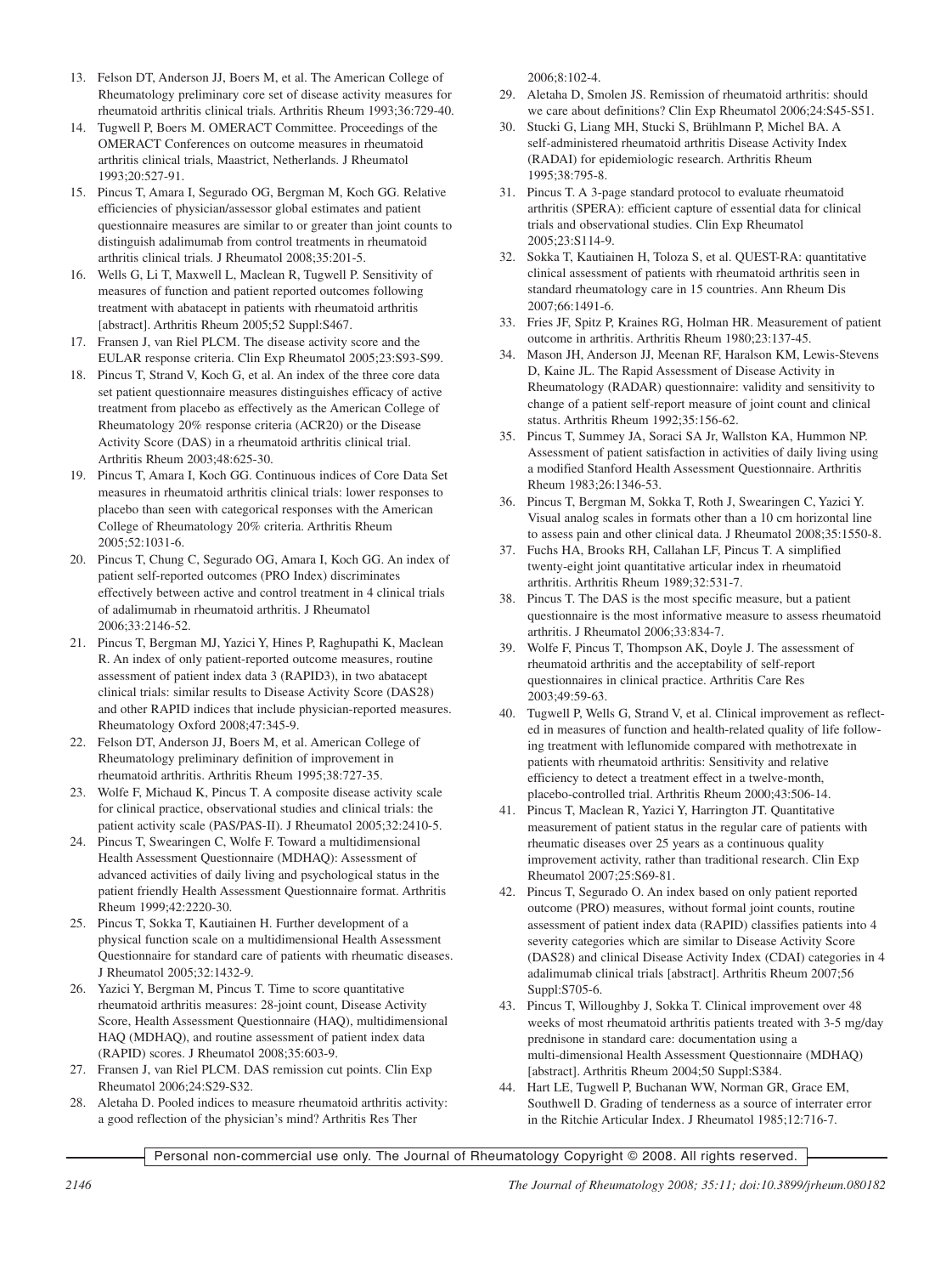13. Felson DT, Anderson JJ, Boers M, et al. The American College of Rheumatology preliminary core set of disease activity measures for rheumatoid arthritis clinical trials. Arthritis Rheum 1993;36:729-40.
14. Tugwell P, Boers M. OMERACT Committee. Proceedings of the OMERACT Conferences on outcome measures in rheumatoid arthritis clinical trials, Maastrict, Netherlands. J Rheumatol 1993;20:527-91.
15. Pincus T, Amara I, Segurado OG, Bergman M, Koch GG. Relative efficiencies of physician/assessor global estimates and patient questionnaire measures are similar to or greater than joint counts to distinguish adalimumab from control treatments in rheumatoid arthritis clinical trials. J Rheumatol 2008;35:201-5.
16. Wells G, Li T, Maxwell L, Maclean R, Tugwell P. Sensitivity of measures of function and patient reported outcomes following treatment with abatacept in patients with rheumatoid arthritis [abstract]. Arthritis Rheum 2005;52 Suppl:S467.
17. Fransen J, van Riel PLCM. The disease activity score and the EULAR response criteria. Clin Exp Rheumatol 2005;23:S93-S99.
18. Pincus T, Strand V, Koch G, et al. An index of the three core data set patient questionnaire measures distinguishes efficacy of active treatment from placebo as effectively as the American College of Rheumatology 20% response criteria (ACR20) or the Disease Activity Score (DAS) in a rheumatoid arthritis clinical trial. Arthritis Rheum 2003;48:625-30.
19. Pincus T, Amara I, Koch GG. Continuous indices of Core Data Set measures in rheumatoid arthritis clinical trials: lower responses to placebo than seen with categorical responses with the American College of Rheumatology 20% criteria. Arthritis Rheum 2005;52:1031-6.
20. Pincus T, Chung C, Segurado OG, Amara I, Koch GG. An index of patient self-reported outcomes (PRO Index) discriminates effectively between active and control treatment in 4 clinical trials of adalimumab in rheumatoid arthritis. J Rheumatol 2006;33:2146-52.
21. Pincus T, Bergman MJ, Yazici Y, Hines P, Raghupathi K, Maclean R. An index of only patient-reported outcome measures, routine assessment of patient index data 3 (RAPID3), in two abatacept clinical trials: similar results to Disease Activity Score (DAS28) and other RAPID indices that include physician-reported measures. Rheumatology Oxford 2008;47:345-9.
22. Felson DT, Anderson JJ, Boers M, et al. American College of Rheumatology preliminary definition of improvement in rheumatoid arthritis. Arthritis Rheum 1995;38:727-35.
23. Wolfe F, Michaud K, Pincus T. A composite disease activity scale for clinical practice, observational studies and clinical trials: the patient activity scale (PAS/PAS-II). J Rheumatol 2005;32:2410-5.
24. Pincus T, Swearingen C, Wolfe F. Toward a multidimensional Health Assessment Questionnaire (MDHAQ): Assessment of advanced activities of daily living and psychological status in the patient friendly Health Assessment Questionnaire format. Arthritis Rheum 1999;42:2220-30.
25. Pincus T, Sokka T, Kautiainen H. Further development of a physical function scale on a multidimensional Health Assessment Questionnaire for standard care of patients with rheumatic diseases. J Rheumatol 2005;32:1432-9.
26. Yazici Y, Bergman M, Pincus T. Time to score quantitative rheumatoid arthritis measures: 28-joint count, Disease Activity Score, Health Assessment Questionnaire (HAQ), multidimensional HAQ (MDHAQ), and routine assessment of patient index data (RAPID) scores. J Rheumatol 2008;35:603-9.
27. Fransen J, van Riel PLCM. DAS remission cut points. Clin Exp Rheumatol 2006;24:S29-S32.
28. Aletaha D. Pooled indices to measure rheumatoid arthritis activity: a good reflection of the physician's mind? Arthritis Res Ther 2006;8:102-4.
29. Aletaha D, Smolen JS. Remission of rheumatoid arthritis: should we care about definitions? Clin Exp Rheumatol 2006;24:S45-S51.
30. Stucki G, Liang MH, Stucki S, Brühlmann P, Michel BA. A self-administered rheumatoid arthritis Disease Activity Index (RADAI) for epidemiologic research. Arthritis Rheum 1995;38:795-8.
31. Pincus T. A 3-page standard protocol to evaluate rheumatoid arthritis (SPERA): efficient capture of essential data for clinical trials and observational studies. Clin Exp Rheumatol 2005;23:S114-9.
32. Sokka T, Kautiainen H, Toloza S, et al. QUEST-RA: quantitative clinical assessment of patients with rheumatoid arthritis seen in standard rheumatology care in 15 countries. Ann Rheum Dis 2007;66:1491-6.
33. Fries JF, Spitz P, Kraines RG, Holman HR. Measurement of patient outcome in arthritis. Arthritis Rheum 1980;23:137-45.
34. Mason JH, Anderson JJ, Meenan RF, Haralson KM, Lewis-Stevens D, Kaine JL. The Rapid Assessment of Disease Activity in Rheumatology (RADAR) questionnaire: validity and sensitivity to change of a patient self-report measure of joint count and clinical status. Arthritis Rheum 1992;35:156-62.
35. Pincus T, Summey JA, Soraci SA Jr, Wallston KA, Hummon NP. Assessment of patient satisfaction in activities of daily living using a modified Stanford Health Assessment Questionnaire. Arthritis Rheum 1983;26:1346-53.
36. Pincus T, Bergman M, Sokka T, Roth J, Swearingen C, Yazici Y. Visual analog scales in formats other than a 10 cm horizontal line to assess pain and other clinical data. J Rheumatol 2008;35:1550-8.
37. Fuchs HA, Brooks RH, Callahan LF, Pincus T. A simplified twenty-eight joint quantitative articular index in rheumatoid arthritis. Arthritis Rheum 1989;32:531-7.
38. Pincus T. The DAS is the most specific measure, but a patient questionnaire is the most informative measure to assess rheumatoid arthritis. J Rheumatol 2006;33:834-7.
39. Wolfe F, Pincus T, Thompson AK, Doyle J. The assessment of rheumatoid arthritis and the acceptability of self-report questionnaires in clinical practice. Arthritis Care Res 2003;49:59-63.
40. Tugwell P, Wells G, Strand V, et al. Clinical improvement as reflected in measures of function and health-related quality of life following treatment with leflunomide compared with methotrexate in patients with rheumatoid arthritis: Sensitivity and relative efficiency to detect a treatment effect in a twelve-month, placebo-controlled trial. Arthritis Rheum 2000;43:506-14.
41. Pincus T, Maclean R, Yazici Y, Harrington JT. Quantitative measurement of patient status in the regular care of patients with rheumatic diseases over 25 years as a continuous quality improvement activity, rather than traditional research. Clin Exp Rheumatol 2007;25:S69-81.
42. Pincus T, Segurado O. An index based on only patient reported outcome (PRO) measures, without formal joint counts, routine assessment of patient index data (RAPID) classifies patients into 4 severity categories which are similar to Disease Activity Score (DAS28) and clinical Disease Activity Index (CDAI) categories in 4 adalimumab clinical trials [abstract]. Arthritis Rheum 2007;56 Suppl:S705-6.
43. Pincus T, Willoughby J, Sokka T. Clinical improvement over 48 weeks of most rheumatoid arthritis patients treated with 3-5 mg/day prednisone in standard care: documentation using a multi-dimensional Health Assessment Questionnaire (MDHAQ) [abstract]. Arthritis Rheum 2004;50 Suppl:S384.
44. Hart LE, Tugwell P, Buchanan WW, Norman GR, Grace EM, Southwell D. Grading of tenderness as a source of interrater error in the Ritchie Articular Index. J Rheumatol 1985;12:716-7.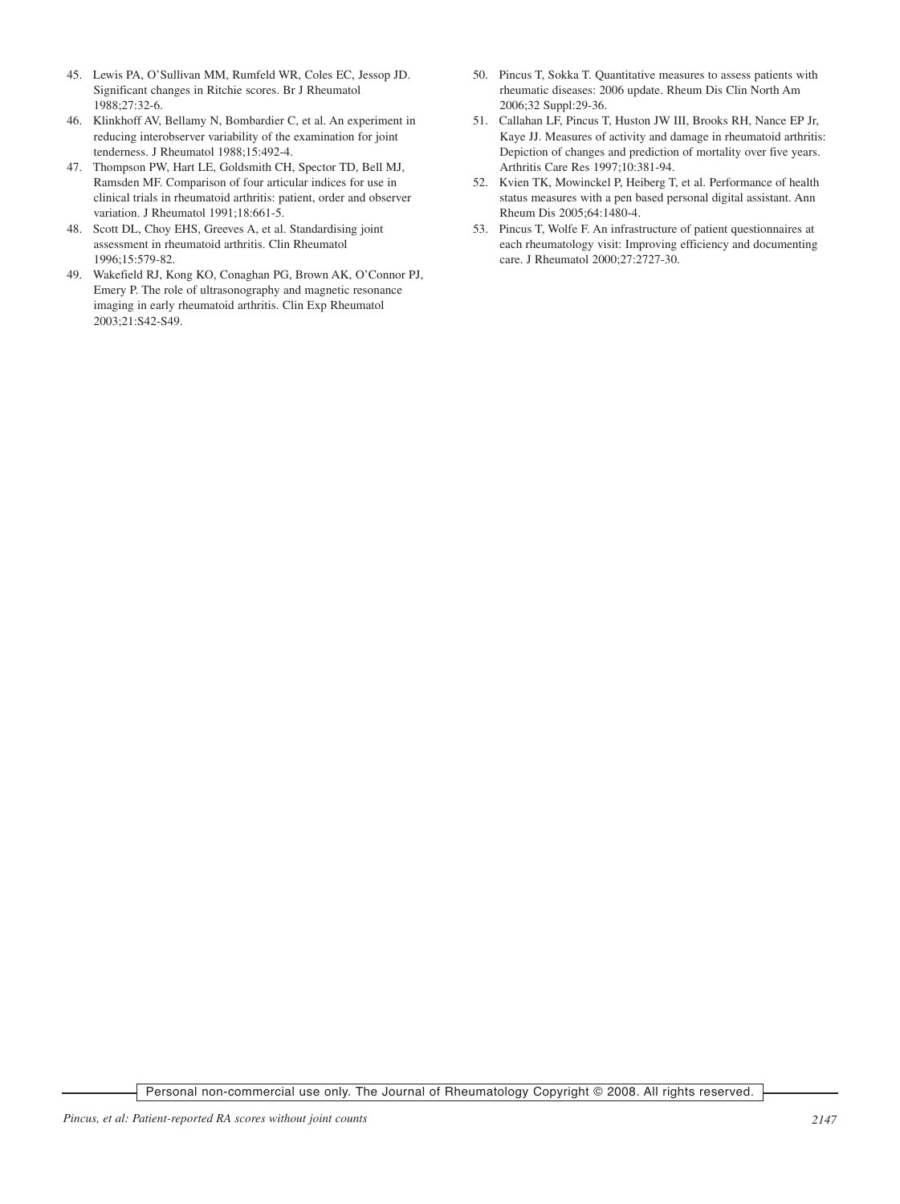45. Lewis PA, O'Sullivan MM, Rumfeld WR, Coles EC, Jessop JD. Significant changes in Ritchie scores. Br J Rheumatol 1988;27:32-6.
46. Klinkhoff AV, Bellamy N, Bombardier C, et al. An experiment in reducing interobserver variability of the examination for joint tenderness. J Rheumatol 1988;15:492-4.
47. Thompson PW, Hart LE, Goldsmith CH, Spector TD, Bell MJ, Ramsden MF. Comparison of four articular indices for use in clinical trials in rheumatoid arthritis: patient, order and observer variation. J Rheumatol 1991;18:661-5.
48. Scott DL, Choy EHS, Greeves A, et al. Standardising joint assessment in rheumatoid arthritis. Clin Rheumatol 1996;15:579-82.
49. Wakefield RJ, Kong KO, Conaghan PG, Brown AK, O'Connor PJ, Emery P. The role of ultrasonography and magnetic resonance imaging in early rheumatoid arthritis. Clin Exp Rheumatol 2003;21:S42-S49.
50. Pincus T, Sokka T. Quantitative measures to assess patients with rheumatic diseases: 2006 update. Rheum Dis Clin North Am 2006;32 Suppl:29-36.
51. Callahan LF, Pincus T, Huston JW III, Brooks RH, Nance EP Jr, Kaye JJ. Measures of activity and damage in rheumatoid arthritis: Depiction of changes and prediction of mortality over five years. Arthritis Care Res 1997;10:381-94.
52. Kvien TK, Mowinckel P, Heiberg T, et al. Performance of health status measures with a pen based personal digital assistant. Ann Rheum Dis 2005;64:1480-4.
53. Pincus T, Wolfe F. An infrastructure of patient questionnaires at each rheumatology visit: Improving efficiency and documenting care. J Rheumatol 2000;27:2727-30.